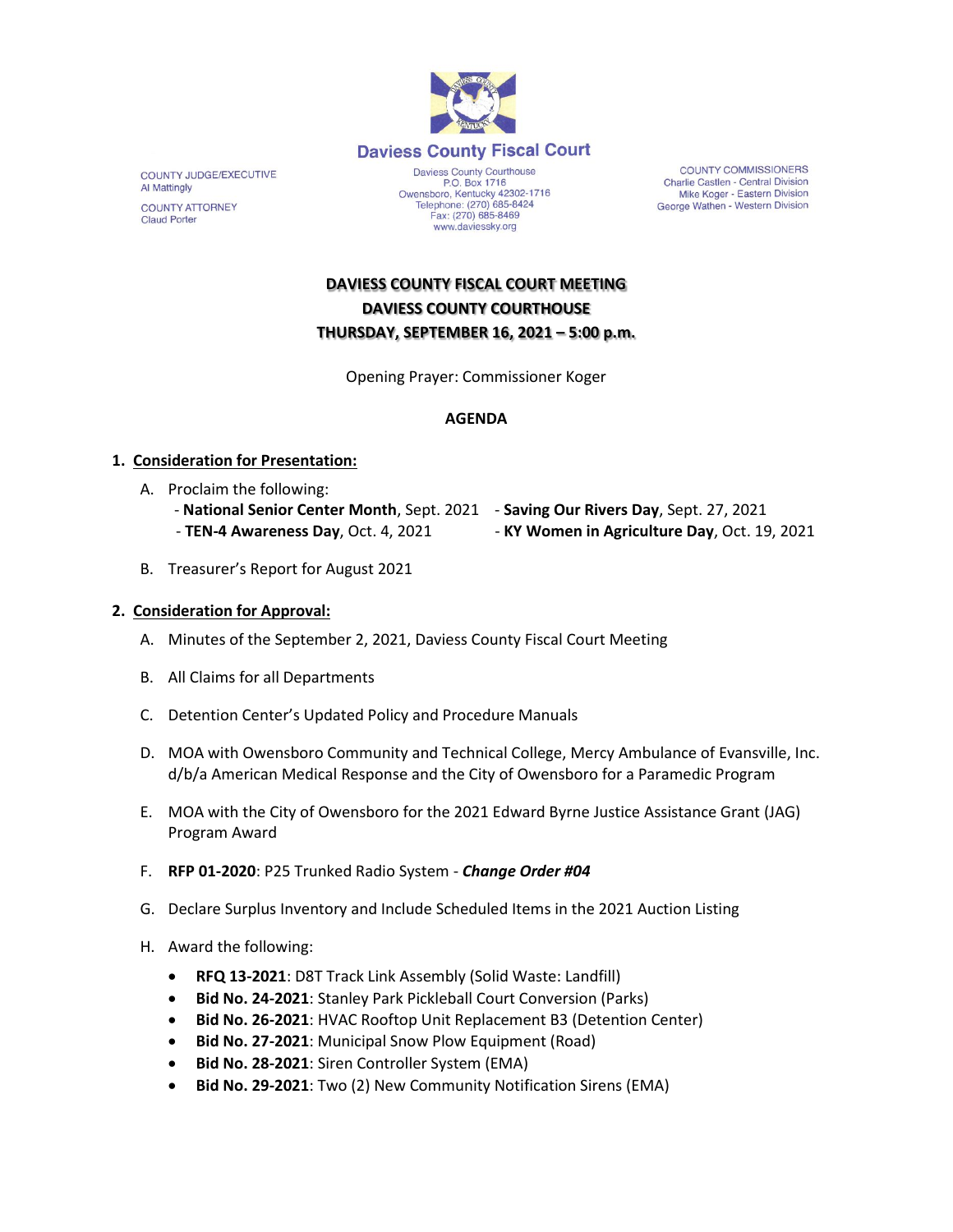# Daviess County Fiscal Court

COUNTY JUDGE/EXECUTIVE
Al Mattingly

COUNTY ATTORNEY
Claud Porter

Daviess County Courthouse
P.O. Box 1716
Owensboro, Kentucky 42302-1716
Telephone: (270) 685-8424
Fax: (270) 685-8469
www.daviessky.org

COUNTY COMMISSIONERS
Charlie Castlen - Central Division
Mike Koger - Eastern Division
George Wathen - Western Division

**DAVIESS COUNTY FISCAL COURT MEETING**
**DAVIESS COUNTY COURTHOUSE**
**THURSDAY, SEPTEMBER 16, 2021 – 5:00 p.m.**

Opening Prayer: Commissioner Koger

**AGENDA**

1. **Consideration for Presentation:**

   A. Proclaim the following:
      - **National Senior Center Month**, Sept. 2021
      - **Saving Our Rivers Day**, Sept. 27, 2021
      - **TEN-4 Awareness Day**, Oct. 4, 2021
      - **KY Women in Agriculture Day**, Oct. 19, 2021

   B. Treasurer's Report for August 2021

2. **Consideration for Approval:**

   A. Minutes of the September 2, 2021, Daviess County Fiscal Court Meeting

   B. All Claims for all Departments

   C. Detention Center's Updated Policy and Procedure Manuals

   D. MOA with Owensboro Community and Technical College, Mercy Ambulance of Evansville, Inc. d/b/a American Medical Response and the City of Owensboro for a Paramedic Program

   E. MOA with the City of Owensboro for the 2021 Edward Byrne Justice Assistance Grant (JAG) Program Award

   F. **RFP 01-2020**: P25 Trunked Radio System - ***Change Order #04***

   G. Declare Surplus Inventory and Include Scheduled Items in the 2021 Auction Listing

   H. Award the following:
      - **RFQ 13-2021**: D8T Track Link Assembly (Solid Waste: Landfill)
      - **Bid No. 24-2021**: Stanley Park Pickleball Court Conversion (Parks)
      - **Bid No. 26-2021**: HVAC Rooftop Unit Replacement B3 (Detention Center)
      - **Bid No. 27-2021**: Municipal Snow Plow Equipment (Road)
      - **Bid No. 28-2021**: Siren Controller System (EMA)
      - **Bid No. 29-2021**: Two (2) New Community Notification Sirens (EMA)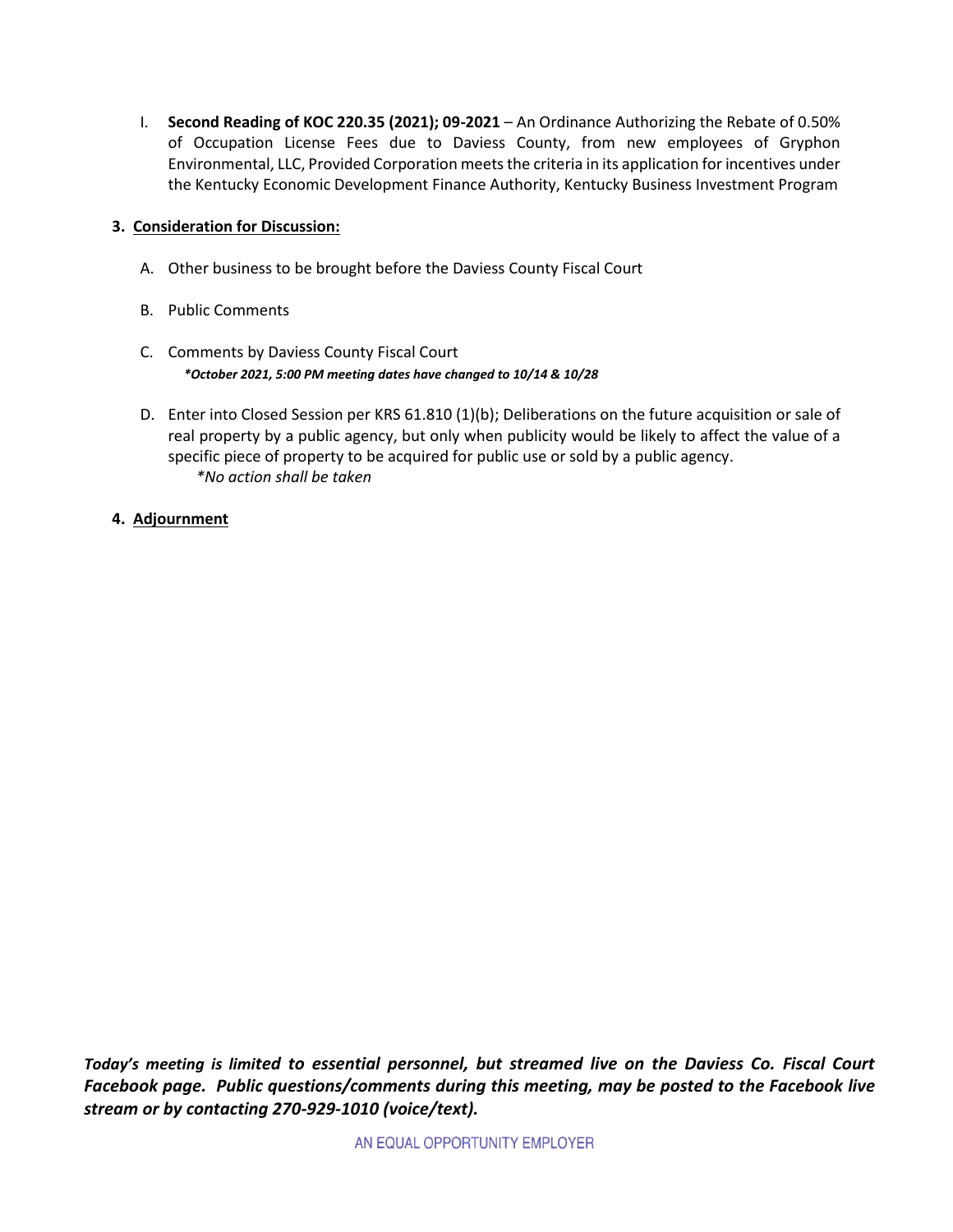I. **Second Reading of KOC 220.35 (2021); 09-2021** – An Ordinance Authorizing the Rebate of 0.50% of Occupation License Fees due to Daviess County, from new employees of Gryphon Environmental, LLC, Provided Corporation meets the criteria in its application for incentives under the Kentucky Economic Development Finance Authority, Kentucky Business Investment Program

**3. Consideration for Discussion:**

A. Other business to be brought before the Daviess County Fiscal Court

B. Public Comments

C. Comments by Daviess County Fiscal Court
   ***October 2021, 5:00 PM meeting dates have changed to 10/14 & 10/28***

D. Enter into Closed Session per KRS 61.810 (1)(b); Deliberations on the future acquisition or sale of real property by a public agency, but only when publicity would be likely to affect the value of a specific piece of property to be acquired for public use or sold by a public agency.
   **No action shall be taken*

**4. Adjournment**

***Today's meeting is limited to essential personnel, but streamed live on the Daviess Co. Fiscal Court Facebook page. Public questions/comments during this meeting, may be posted to the Facebook live stream or by contacting 270-929-1010 (voice/text).***

AN EQUAL OPPORTUNITY EMPLOYER